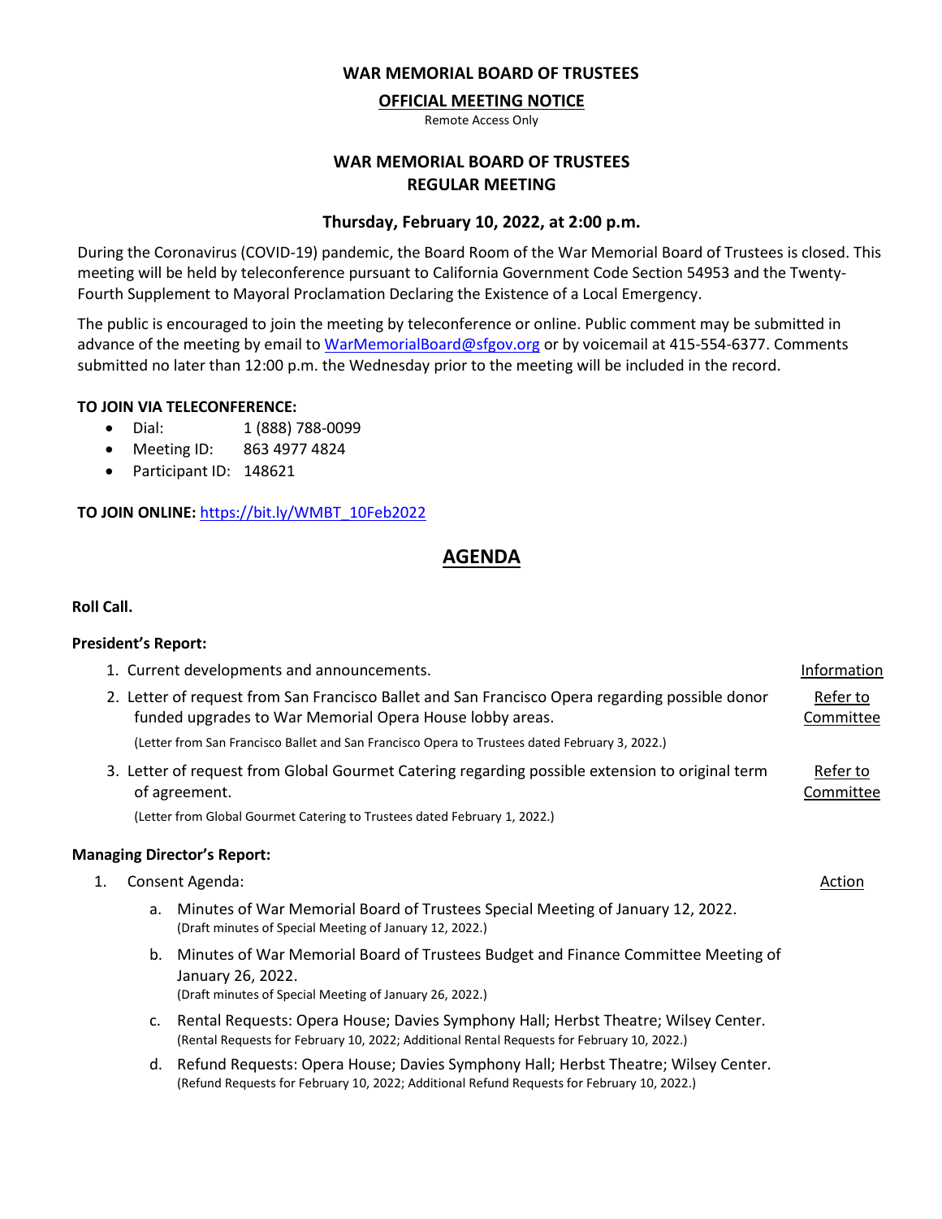**WAR MEMORIAL BOARD OF TRUSTEES**

**OFFICIAL MEETING NOTICE**

Remote Access Only

# WAR MEMORIAL BOARD OF TRUSTEES REGULAR MEETING

**Thursday, February 10, 2022, at 2:00 p.m.**

During the Coronavirus (COVID-19) pandemic, the Board Room of the War Memorial Board of Trustees is closed. This meeting will be held by teleconference pursuant to California Government Code Section 54953 and the Twenty-Fourth Supplement to Mayoral Proclamation Declaring the Existence of a Local Emergency.

The public is encouraged to join the meeting by teleconference or online. Public comment may be submitted in advance of the meeting by email to WarMemorialBoard@sfgov.org or by voicemail at 415-554-6377. Comments submitted no later than 12:00 p.m. the Wednesday prior to the meeting will be included in the record.

**TO JOIN VIA TELECONFERENCE:**

- Dial: 1 (888) 788-0099
- Meeting ID: 863 4977 4824
- Participant ID: 148621

**TO JOIN ONLINE:** https://bit.ly/WMBT_10Feb2022

## AGENDA

**Roll Call.**

**President's Report:**

1. Current developments and announcements. — Information
2. Letter of request from San Francisco Ballet and San Francisco Opera regarding possible donor funded upgrades to War Memorial Opera House lobby areas. — Refer to Committee

   (Letter from San Francisco Ballet and San Francisco Opera to Trustees dated February 3, 2022.)
3. Letter of request from Global Gourmet Catering regarding possible extension to original term of agreement. — Refer to Committee

   (Letter from Global Gourmet Catering to Trustees dated February 1, 2022.)

**Managing Director's Report:**

1. Consent Agenda: — Action
   a. Minutes of War Memorial Board of Trustees Special Meeting of January 12, 2022.
      (Draft minutes of Special Meeting of January 12, 2022.)
   b. Minutes of War Memorial Board of Trustees Budget and Finance Committee Meeting of January 26, 2022.
      (Draft minutes of Special Meeting of January 26, 2022.)
   c. Rental Requests: Opera House; Davies Symphony Hall; Herbst Theatre; Wilsey Center.
      (Rental Requests for February 10, 2022; Additional Rental Requests for February 10, 2022.)
   d. Refund Requests: Opera House; Davies Symphony Hall; Herbst Theatre; Wilsey Center.
      (Refund Requests for February 10, 2022; Additional Refund Requests for February 10, 2022.)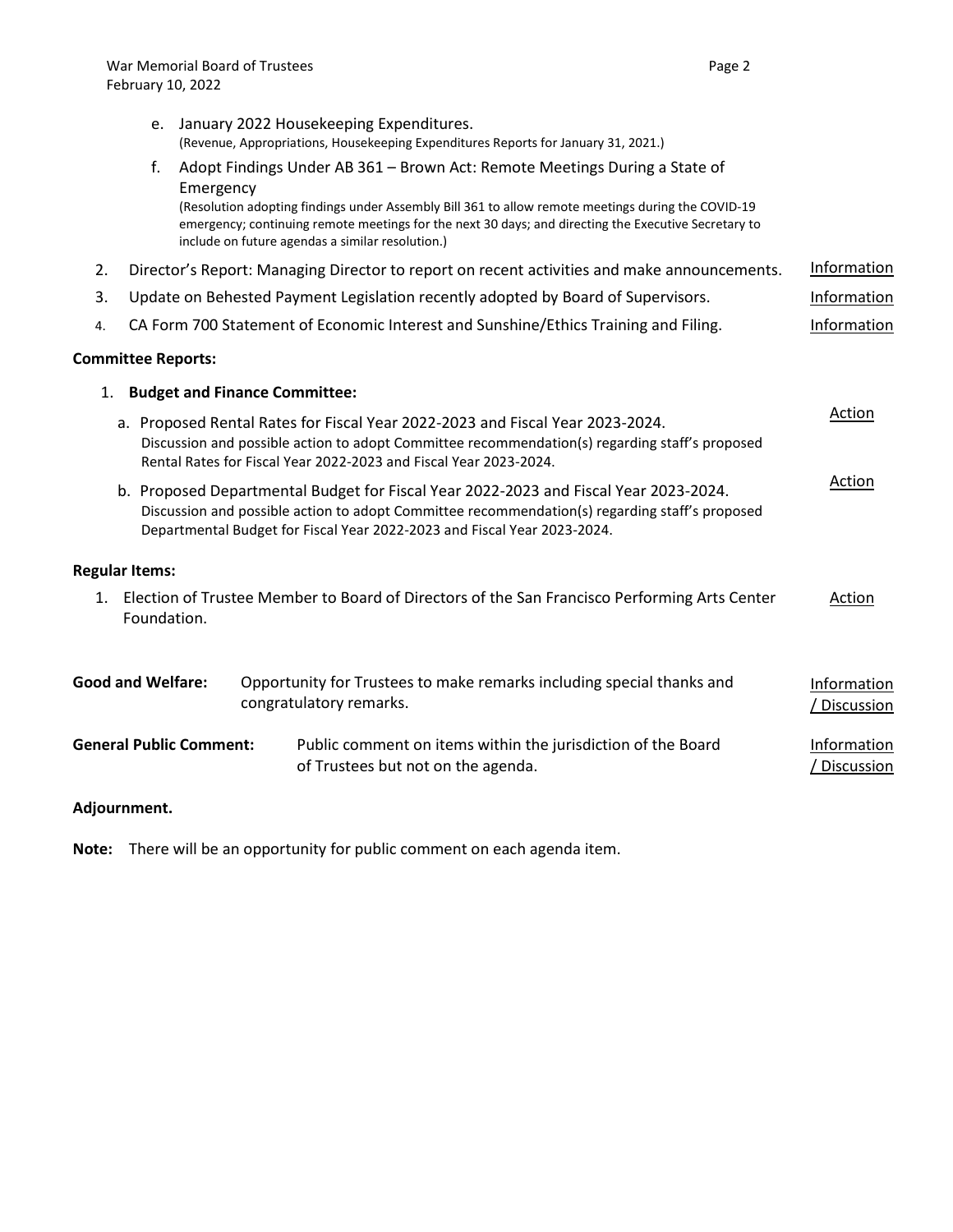e. January 2022 Housekeeping Expenditures.
(Revenue, Appropriations, Housekeeping Expenditures Reports for January 31, 2021.)

f. Adopt Findings Under AB 361 – Brown Act: Remote Meetings During a State of Emergency
(Resolution adopting findings under Assembly Bill 361 to allow remote meetings during the COVID-19 emergency; continuing remote meetings for the next 30 days; and directing the Executive Secretary to include on future agendas a similar resolution.)

2. Director's Report: Managing Director to report on recent activities and make announcements. — Information

3. Update on Behested Payment Legislation recently adopted by Board of Supervisors. — Information

4. CA Form 700 Statement of Economic Interest and Sunshine/Ethics Training and Filing. — Information

**Committee Reports:**

1. **Budget and Finance Committee:**

   a. Proposed Rental Rates for Fiscal Year 2022-2023 and Fiscal Year 2023-2024. — Action
   Discussion and possible action to adopt Committee recommendation(s) regarding staff's proposed Rental Rates for Fiscal Year 2022-2023 and Fiscal Year 2023-2024.

   b. Proposed Departmental Budget for Fiscal Year 2022-2023 and Fiscal Year 2023-2024. — Action
   Discussion and possible action to adopt Committee recommendation(s) regarding staff's proposed Departmental Budget for Fiscal Year 2022-2023 and Fiscal Year 2023-2024.

**Regular Items:**

1. Election of Trustee Member to Board of Directors of the San Francisco Performing Arts Center Foundation. — Action

**Good and Welfare:** Opportunity for Trustees to make remarks including special thanks and congratulatory remarks. — Information / Discussion

**General Public Comment:** Public comment on items within the jurisdiction of the Board of Trustees but not on the agenda. — Information / Discussion

**Adjournment.**

**Note:** There will be an opportunity for public comment on each agenda item.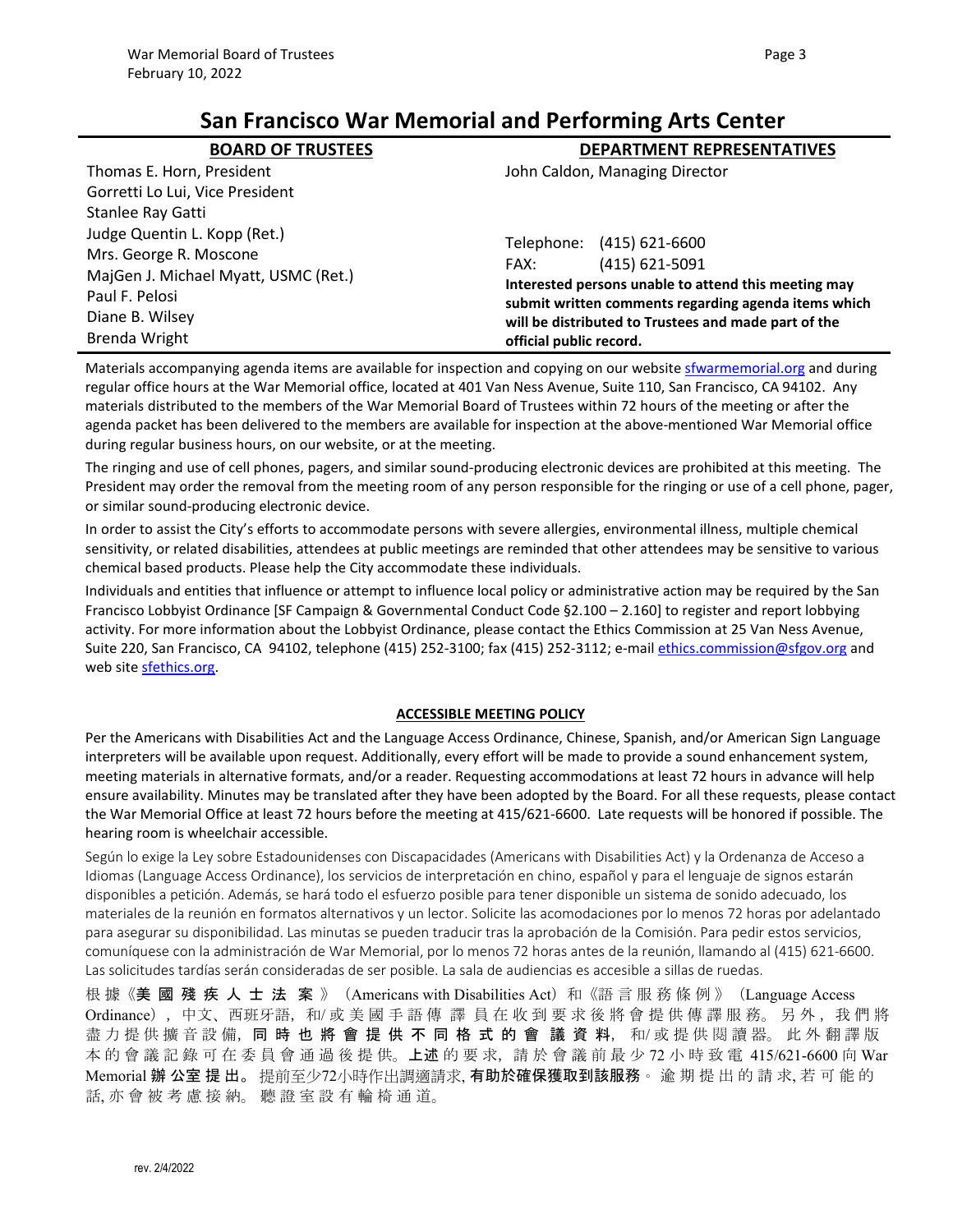# San Francisco War Memorial and Performing Arts Center

| BOARD OF TRUSTEES | DEPARTMENT REPRESENTATIVES |
| --- | --- |
| Thomas E. Horn, President | John Caldon, Managing Director |
| Gorretti Lo Lui, Vice President | |
| Stanlee Ray Gatti | |
| Judge Quentin L. Kopp (Ret.) | Telephone: (415) 621-6600 |
| Mrs. George R. Moscone | FAX: (415) 621-5091 |
| MajGen J. Michael Myatt, USMC (Ret.) | **Interested persons unable to attend this meeting may submit written comments regarding agenda items which will be distributed to Trustees and made part of the official public record.** |
| Paul F. Pelosi | |
| Diane B. Wilsey | |
| Brenda Wright | |

Materials accompanying agenda items are available for inspection and copying on our website sfwarmemorial.org and during regular office hours at the War Memorial office, located at 401 Van Ness Avenue, Suite 110, San Francisco, CA 94102. Any materials distributed to the members of the War Memorial Board of Trustees within 72 hours of the meeting or after the agenda packet has been delivered to the members are available for inspection at the above-mentioned War Memorial office during regular business hours, on our website, or at the meeting.

The ringing and use of cell phones, pagers, and similar sound-producing electronic devices are prohibited at this meeting. The President may order the removal from the meeting room of any person responsible for the ringing or use of a cell phone, pager, or similar sound-producing electronic device.

In order to assist the City's efforts to accommodate persons with severe allergies, environmental illness, multiple chemical sensitivity, or related disabilities, attendees at public meetings are reminded that other attendees may be sensitive to various chemical based products. Please help the City accommodate these individuals.

Individuals and entities that influence or attempt to influence local policy or administrative action may be required by the San Francisco Lobbyist Ordinance [SF Campaign & Governmental Conduct Code §2.100 – 2.160] to register and report lobbying activity. For more information about the Lobbyist Ordinance, please contact the Ethics Commission at 25 Van Ness Avenue, Suite 220, San Francisco, CA 94102, telephone (415) 252-3100; fax (415) 252-3112; e-mail ethics.commission@sfgov.org and web site sfethics.org.

## ACCESSIBLE MEETING POLICY

Per the Americans with Disabilities Act and the Language Access Ordinance, Chinese, Spanish, and/or American Sign Language interpreters will be available upon request. Additionally, every effort will be made to provide a sound enhancement system, meeting materials in alternative formats, and/or a reader. Requesting accommodations at least 72 hours in advance will help ensure availability. Minutes may be translated after they have been adopted by the Board. For all these requests, please contact the War Memorial Office at least 72 hours before the meeting at 415/621-6600. Late requests will be honored if possible. The hearing room is wheelchair accessible.

Según lo exige la Ley sobre Estadounidenses con Discapacidades (Americans with Disabilities Act) y la Ordenanza de Acceso a Idiomas (Language Access Ordinance), los servicios de interpretación en chino, español y para el lenguaje de signos estarán disponibles a petición. Además, se hará todo el esfuerzo posible para tener disponible un sistema de sonido adecuado, los materiales de la reunión en formatos alternativos y un lector. Solicite las acomodaciones por lo menos 72 horas por adelantado para asegurar su disponibilidad. Las minutas se pueden traducir tras la aprobación de la Comisión. Para pedir estos servicios, comuníquese con la administración de War Memorial, por lo menos 72 horas antes de la reunión, llamando al (415) 621-6600. Las solicitudes tardías serán consideradas de ser posible. La sala de audiencias es accesible a sillas de ruedas.

根據《**美國殘疾人士法案**》（Americans with Disabilities Act）和《語言服務條例》（Language Access Ordinance），中文、西班牙語，和/或美國手語傳譯員在收到要求後將會提供傳譯服務。另外，我們將盡力提供擴音設備，**同時也將會提供不同格式的會議資料**，和/或提供閱讀器。此外翻譯版本的會議記錄可在委員會通過後提供。**上述**的要求，請於會議前最少72小時致電 415/621-6600 向 War Memorial **辦公室提出**。提前至少72小時作出調適請求，**有助於確保獲取到該服務**。逾期提出的請求，若可能的話，亦會被考慮接納。聽證室設有輪椅通道。

rev. 2/4/2022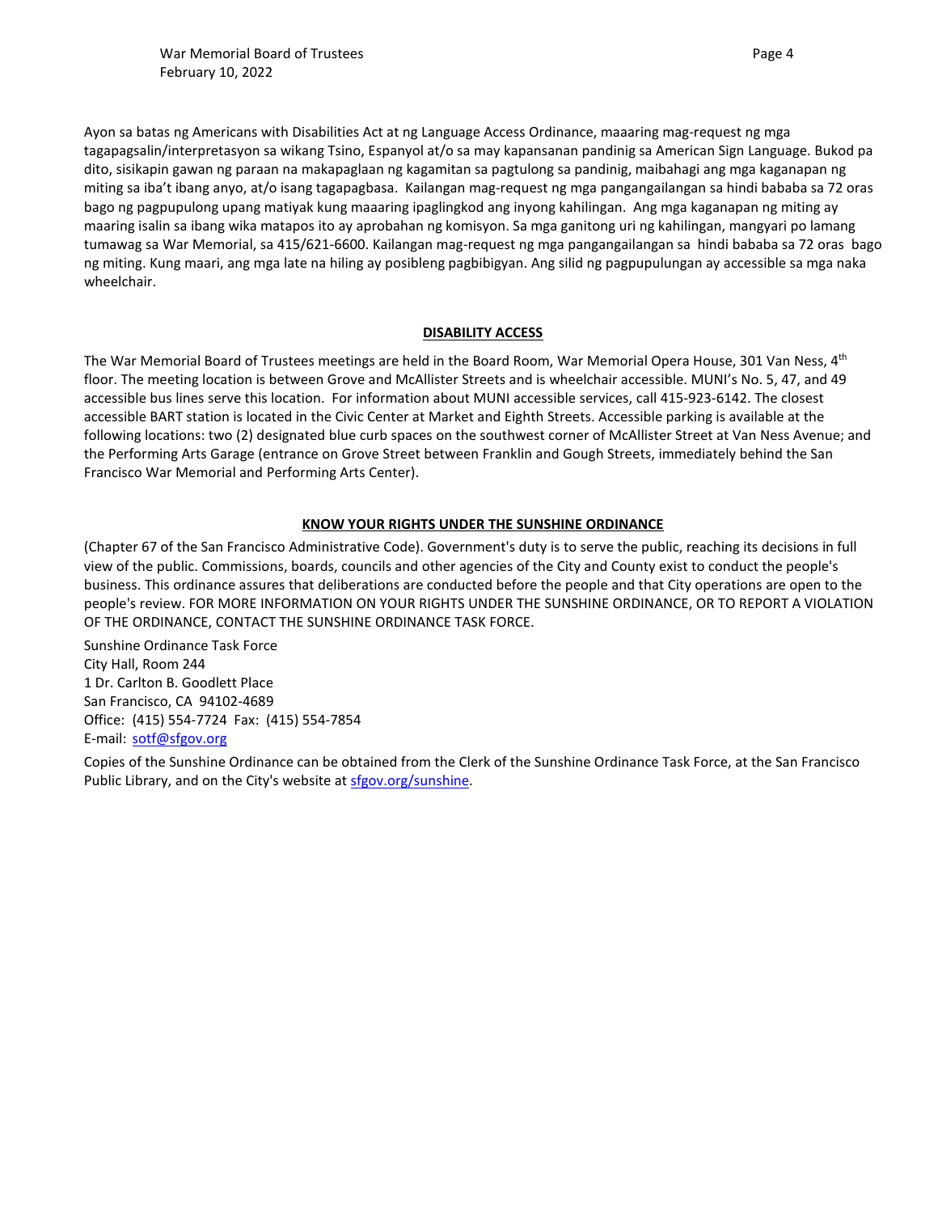Ayon sa batas ng Americans with Disabilities Act at ng Language Access Ordinance, maaaring mag-request ng mga tagapagsalin/interpretasyon sa wikang Tsino, Espanyol at/o sa may kapansanan pandinig sa American Sign Language. Bukod pa dito, sisikapin gawan ng paraan na makapaglaan ng kagamitan sa pagtulong sa pandinig, maibahagi ang mga kaganapan ng miting sa iba't ibang anyo, at/o isang tagapagbasa. Kailangan mag-request ng mga pangangailangan sa hindi bababa sa 72 oras bago ng pagpupulong upang matiyak kung maaaring ipaglingkod ang inyong kahilingan. Ang mga kaganapan ng miting ay maaring isalin sa ibang wika matapos ito ay aprobahan ng komisyon. Sa mga ganitong uri ng kahilingan, mangyari po lamang tumawag sa War Memorial, sa 415/621-6600. Kailangan mag-request ng mga pangangailangan sa hindi bababa sa 72 oras bago ng miting. Kung maari, ang mga late na hiling ay posibleng pagbibigyan. Ang silid ng pagpupulungan ay accessible sa mga naka wheelchair.

## DISABILITY ACCESS

The War Memorial Board of Trustees meetings are held in the Board Room, War Memorial Opera House, 301 Van Ness, 4th floor. The meeting location is between Grove and McAllister Streets and is wheelchair accessible. MUNI's No. 5, 47, and 49 accessible bus lines serve this location. For information about MUNI accessible services, call 415-923-6142. The closest accessible BART station is located in the Civic Center at Market and Eighth Streets. Accessible parking is available at the following locations: two (2) designated blue curb spaces on the southwest corner of McAllister Street at Van Ness Avenue; and the Performing Arts Garage (entrance on Grove Street between Franklin and Gough Streets, immediately behind the San Francisco War Memorial and Performing Arts Center).

## KNOW YOUR RIGHTS UNDER THE SUNSHINE ORDINANCE

(Chapter 67 of the San Francisco Administrative Code). Government's duty is to serve the public, reaching its decisions in full view of the public. Commissions, boards, councils and other agencies of the City and County exist to conduct the people's business. This ordinance assures that deliberations are conducted before the people and that City operations are open to the people's review. FOR MORE INFORMATION ON YOUR RIGHTS UNDER THE SUNSHINE ORDINANCE, OR TO REPORT A VIOLATION OF THE ORDINANCE, CONTACT THE SUNSHINE ORDINANCE TASK FORCE.

Sunshine Ordinance Task Force
City Hall, Room 244
1 Dr. Carlton B. Goodlett Place
San Francisco, CA 94102-4689
Office: (415) 554-7724 Fax: (415) 554-7854
E-mail: sotf@sfgov.org

Copies of the Sunshine Ordinance can be obtained from the Clerk of the Sunshine Ordinance Task Force, at the San Francisco Public Library, and on the City's website at sfgov.org/sunshine.